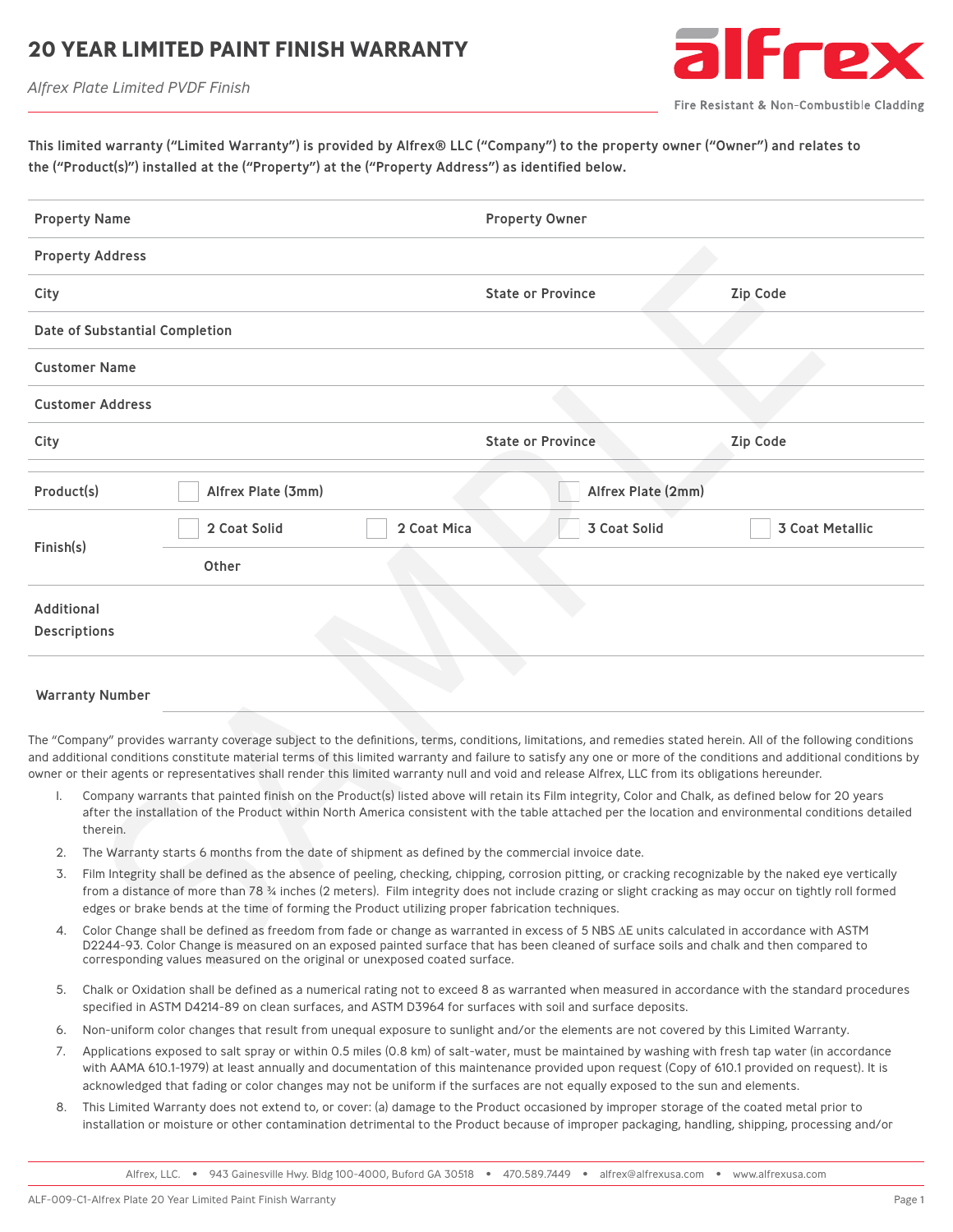# 20 YEAR LIMITED PAINT FINISH WARRANTY

*Alfrex Plate Limited PVDF Finish*

alfrex

Fire Resistant & Non-Combustible Cladding

**This limited warranty ("Limited Warranty") is provided by Alfrex® LLC ("Company") to the property owner ("Owner") and relates to the ("Product(s)") installed at the ("Property") at the ("Property Address") as identified below.**

| | | | |
|---|---|---|---|
| **Property Name** | | **Property Owner** | |
| **Property Address** | | | |
| **City** | | **State or Province** | **Zip Code** |
| **Date of Substantial Completion** | | | |
| **Customer Name** | | | |
| **Customer Address** | | | |
| **City** | | **State or Province** | **Zip Code** |

| | | | | |
|---|---|---|---|---|
| **Product(s)** | ☐ Alfrex Plate (3mm) | | ☐ Alfrex Plate (2mm) | |
| **Finish(s)** | ☐ 2 Coat Solid | ☐ 2 Coat Mica | ☐ 3 Coat Solid | ☐ 3 Coat Metallic |
| | Other | | | |
| **Additional Descriptions** | | | | |

**Warranty Number**

The "Company" provides warranty coverage subject to the definitions, terms, conditions, limitations, and remedies stated herein. All of the following conditions and additional conditions constitute material terms of this limited warranty and failure to satisfy any one or more of the conditions and additional conditions by owner or their agents or representatives shall render this limited warranty null and void and release Alfrex, LLC from its obligations hereunder.

1. Company warrants that painted finish on the Product(s) listed above will retain its Film integrity, Color and Chalk, as defined below for 20 years after the installation of the Product within North America consistent with the table attached per the location and environmental conditions detailed therein.
2. The Warranty starts 6 months from the date of shipment as defined by the commercial invoice date.
3. Film Integrity shall be defined as the absence of peeling, checking, chipping, corrosion pitting, or cracking recognizable by the naked eye vertically from a distance of more than 78 ¾ inches (2 meters). Film integrity does not include crazing or slight cracking as may occur on tightly roll formed edges or brake bends at the time of forming the Product utilizing proper fabrication techniques.
4. Color Change shall be defined as freedom from fade or change as warranted in excess of 5 NBS ΔE units calculated in accordance with ASTM D2244-93. Color Change is measured on an exposed painted surface that has been cleaned of surface soils and chalk and then compared to corresponding values measured on the original or unexposed coated surface.
5. Chalk or Oxidation shall be defined as a numerical rating not to exceed 8 as warranted when measured in accordance with the standard procedures specified in ASTM D4214-89 on clean surfaces, and ASTM D3964 for surfaces with soil and surface deposits.
6. Non-uniform color changes that result from unequal exposure to sunlight and/or the elements are not covered by this Limited Warranty.
7. Applications exposed to salt spray or within 0.5 miles (0.8 km) of salt-water, must be maintained by washing with fresh tap water (in accordance with AAMA 610.1-1979) at least annually and documentation of this maintenance provided upon request (Copy of 610.1 provided on request). It is acknowledged that fading or color changes may not be uniform if the surfaces are not equally exposed to the sun and elements.
8. This Limited Warranty does not extend to, or cover: (a) damage to the Product occasioned by improper storage of the coated metal prior to installation or moisture or other contamination detrimental to the Product because of improper packaging, handling, shipping, processing and/or

Alfrex, LLC. • 943 Gainesville Hwy. Bldg 100-4000, Buford GA 30518 • 470.589.7449 • alfrex@alfrexusa.com • www.alfrexusa.com

ALF-009-C1-Alfrex Plate 20 Year Limited Paint Finish Warranty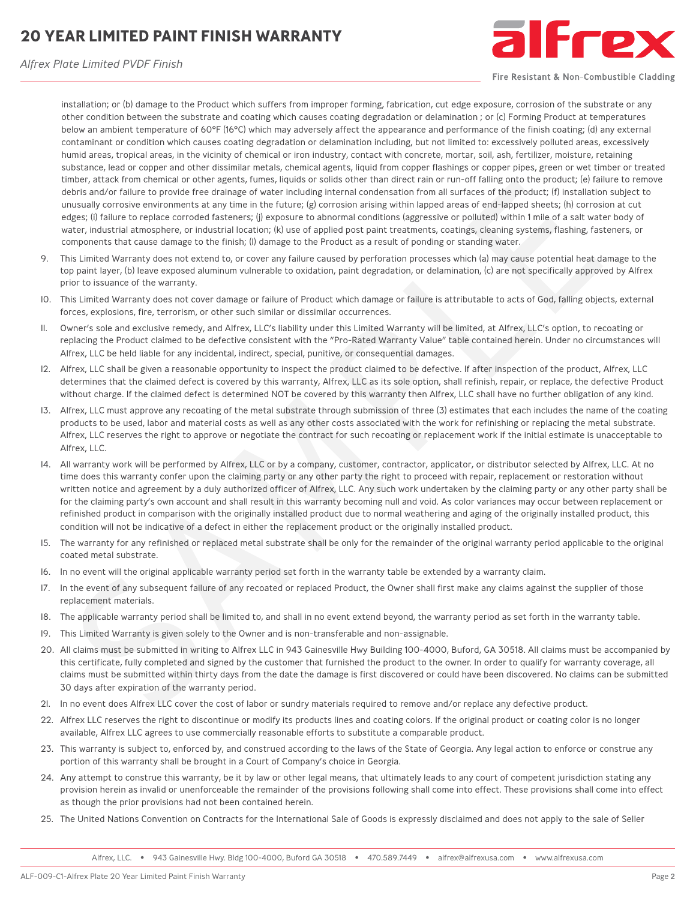installation; or (b) damage to the Product which suffers from improper forming, fabrication, cut edge exposure, corrosion of the substrate or any other condition between the substrate and coating which causes coating degradation or delamination ; or (c) Forming Product at temperatures below an ambient temperature of 60°F (16°C) which may adversely affect the appearance and performance of the finish coating; (d) any external contaminant or condition which causes coating degradation or delamination including, but not limited to: excessively polluted areas, excessively humid areas, tropical areas, in the vicinity of chemical or iron industry, contact with concrete, mortar, soil, ash, fertilizer, moisture, retaining substance, lead or copper and other dissimilar metals, chemical agents, liquid from copper flashings or copper pipes, green or wet timber or treated timber, attack from chemical or other agents, fumes, liquids or solids other than direct rain or run-off falling onto the product; (e) failure to remove debris and/or failure to provide free drainage of water including internal condensation from all surfaces of the product; (f) installation subject to unusually corrosive environments at any time in the future; (g) corrosion arising within lapped areas of end-lapped sheets; (h) corrosion at cut edges; (i) failure to replace corroded fasteners; (j) exposure to abnormal conditions (aggressive or polluted) within 1 mile of a salt water body of water, industrial atmosphere, or industrial location; (k) use of applied post paint treatments, coatings, cleaning systems, flashing, fasteners, or components that cause damage to the finish; (l) damage to the Product as a result of ponding or standing water.

9. This Limited Warranty does not extend to, or cover any failure caused by perforation processes which (a) may cause potential heat damage to the top paint layer, (b) leave exposed aluminum vulnerable to oxidation, paint degradation, or delamination, (c) are not specifically approved by Alfrex prior to issuance of the warranty.
10. This Limited Warranty does not cover damage or failure of Product which damage or failure is attributable to acts of God, falling objects, external forces, explosions, fire, terrorism, or other such similar or dissimilar occurrences.
11. Owner's sole and exclusive remedy, and Alfrex, LLC's liability under this Limited Warranty will be limited, at Alfrex, LLC's option, to recoating or replacing the Product claimed to be defective consistent with the "Pro-Rated Warranty Value" table contained herein. Under no circumstances will Alfrex, LLC be held liable for any incidental, indirect, special, punitive, or consequential damages.
12. Alfrex, LLC shall be given a reasonable opportunity to inspect the product claimed to be defective. If after inspection of the product, Alfrex, LLC determines that the claimed defect is covered by this warranty, Alfrex, LLC as its sole option, shall refinish, repair, or replace, the defective Product without charge. If the claimed defect is determined NOT be covered by this warranty then Alfrex, LLC shall have no further obligation of any kind.
13. Alfrex, LLC must approve any recoating of the metal substrate through submission of three (3) estimates that each includes the name of the coating products to be used, labor and material costs as well as any other costs associated with the work for refinishing or replacing the metal substrate. Alfrex, LLC reserves the right to approve or negotiate the contract for such recoating or replacement work if the initial estimate is unacceptable to Alfrex, LLC.
14. All warranty work will be performed by Alfrex, LLC or by a company, customer, contractor, applicator, or distributor selected by Alfrex, LLC. At no time does this warranty confer upon the claiming party or any other party the right to proceed with repair, replacement or restoration without written notice and agreement by a duly authorized officer of Alfrex, LLC. Any such work undertaken by the claiming party or any other party shall be for the claiming party's own account and shall result in this warranty becoming null and void. As color variances may occur between replacement or refinished product in comparison with the originally installed product due to normal weathering and aging of the originally installed product, this condition will not be indicative of a defect in either the replacement product or the originally installed product.
15. The warranty for any refinished or replaced metal substrate shall be only for the remainder of the original warranty period applicable to the original coated metal substrate.
16. In no event will the original applicable warranty period set forth in the warranty table be extended by a warranty claim.
17. In the event of any subsequent failure of any recoated or replaced Product, the Owner shall first make any claims against the supplier of those replacement materials.
18. The applicable warranty period shall be limited to, and shall in no event extend beyond, the warranty period as set forth in the warranty table.
19. This Limited Warranty is given solely to the Owner and is non-transferable and non-assignable.
20. All claims must be submitted in writing to Alfrex LLC in 943 Gainesville Hwy Building 100-4000, Buford, GA 30518. All claims must be accompanied by this certificate, fully completed and signed by the customer that furnished the product to the owner. In order to qualify for warranty coverage, all claims must be submitted within thirty days from the date the damage is first discovered or could have been discovered. No claims can be submitted 30 days after expiration of the warranty period.
21. In no event does Alfrex LLC cover the cost of labor or sundry materials required to remove and/or replace any defective product.
22. Alfrex LLC reserves the right to discontinue or modify its products lines and coating colors. If the original product or coating color is no longer available, Alfrex LLC agrees to use commercially reasonable efforts to substitute a comparable product.
23. This warranty is subject to, enforced by, and construed according to the laws of the State of Georgia. Any legal action to enforce or construe any portion of this warranty shall be brought in a Court of Company's choice in Georgia.
24. Any attempt to construe this warranty, be it by law or other legal means, that ultimately leads to any court of competent jurisdiction stating any provision herein as invalid or unenforceable the remainder of the provisions following shall come into effect. These provisions shall come into effect as though the prior provisions had not been contained herein.
25. The United Nations Convention on Contracts for the International Sale of Goods is expressly disclaimed and does not apply to the sale of Seller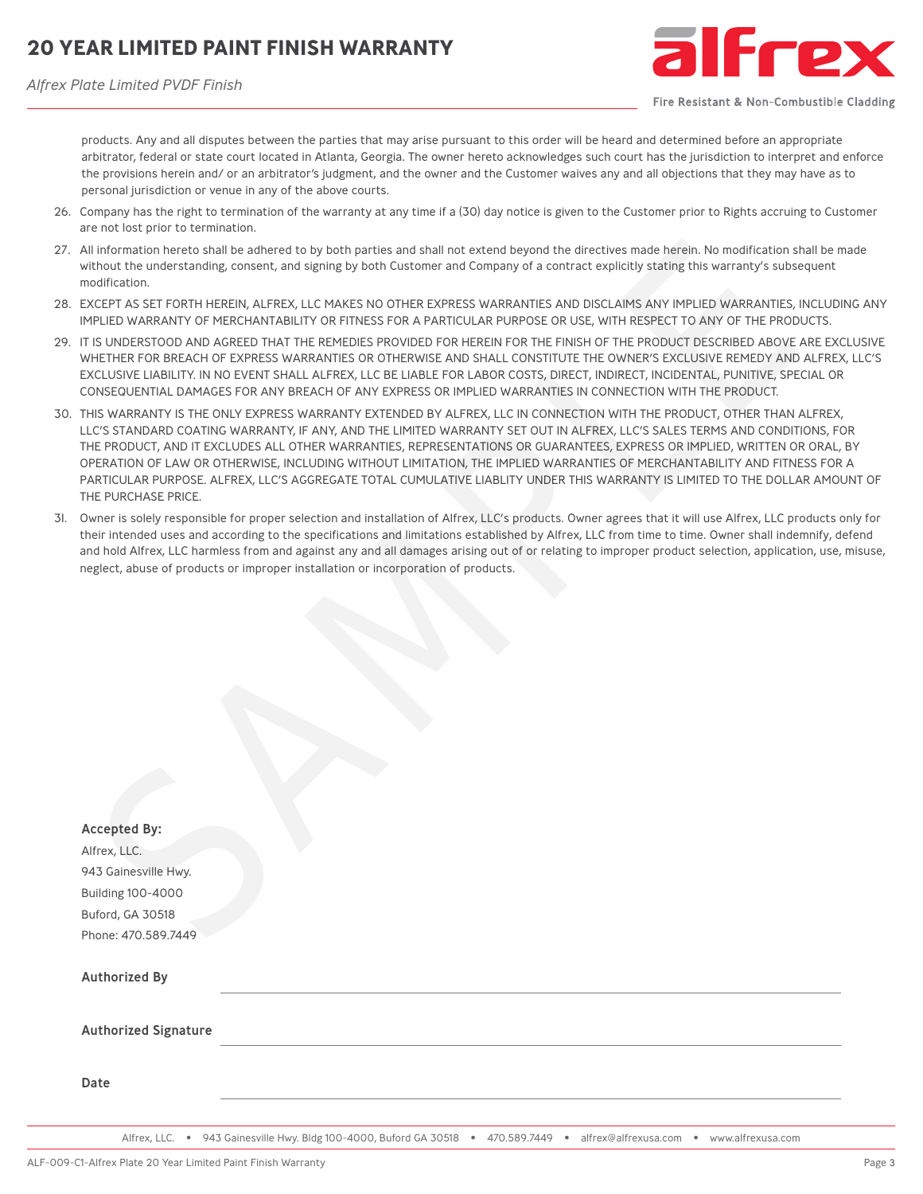products. Any and all disputes between the parties that may arise pursuant to this order will be heard and determined before an appropriate arbitrator, federal or state court located in Atlanta, Georgia. The owner hereto acknowledges such court has the jurisdiction to interpret and enforce the provisions herein and/ or an arbitrator's judgment, and the owner and the Customer waives any and all objections that they may have as to personal jurisdiction or venue in any of the above courts.

26. Company has the right to termination of the warranty at any time if a (30) day notice is given to the Customer prior to Rights accruing to Customer are not lost prior to termination.
27. All information hereto shall be adhered to by both parties and shall not extend beyond the directives made herein. No modification shall be made without the understanding, consent, and signing by both Customer and Company of a contract explicitly stating this warranty's subsequent modification.
28. EXCEPT AS SET FORTH HEREIN, ALFREX, LLC MAKES NO OTHER EXPRESS WARRANTIES AND DISCLAIMS ANY IMPLIED WARRANTIES, INCLUDING ANY IMPLIED WARRANTY OF MERCHANTABILITY OR FITNESS FOR A PARTICULAR PURPOSE OR USE, WITH RESPECT TO ANY OF THE PRODUCTS.
29. IT IS UNDERSTOOD AND AGREED THAT THE REMEDIES PROVIDED FOR HEREIN FOR THE FINISH OF THE PRODUCT DESCRIBED ABOVE ARE EXCLUSIVE WHETHER FOR BREACH OF EXPRESS WARRANTIES OR OTHERWISE AND SHALL CONSTITUTE THE OWNER'S EXCLUSIVE REMEDY AND ALFREX, LLC'S EXCLUSIVE LIABILITY. IN NO EVENT SHALL ALFREX, LLC BE LIABLE FOR LABOR COSTS, DIRECT, INDIRECT, INCIDENTAL, PUNITIVE, SPECIAL OR CONSEQUENTIAL DAMAGES FOR ANY BREACH OF ANY EXPRESS OR IMPLIED WARRANTIES IN CONNECTION WITH THE PRODUCT.
30. THIS WARRANTY IS THE ONLY EXPRESS WARRANTY EXTENDED BY ALFREX, LLC IN CONNECTION WITH THE PRODUCT, OTHER THAN ALFREX, LLC'S STANDARD COATING WARRANTY, IF ANY, AND THE LIMITED WARRANTY SET OUT IN ALFREX, LLC'S SALES TERMS AND CONDITIONS, FOR THE PRODUCT, AND IT EXCLUDES ALL OTHER WARRANTIES, REPRESENTATIONS OR GUARANTEES, EXPRESS OR IMPLIED, WRITTEN OR ORAL, BY OPERATION OF LAW OR OTHERWISE, INCLUDING WITHOUT LIMITATION, THE IMPLIED WARRANTIES OF MERCHANTABILITY AND FITNESS FOR A PARTICULAR PURPOSE. ALFREX, LLC'S AGGREGATE TOTAL CUMULATIVE LIABLITY UNDER THIS WARRANTY IS LIMITED TO THE DOLLAR AMOUNT OF THE PURCHASE PRICE.
31. Owner is solely responsible for proper selection and installation of Alfrex, LLC's products. Owner agrees that it will use Alfrex, LLC products only for their intended uses and according to the specifications and limitations established by Alfrex, LLC from time to time. Owner shall indemnify, defend and hold Alfrex, LLC harmless from and against any and all damages arising out of or relating to improper product selection, application, use, misuse, neglect, abuse of products or improper installation or incorporation of products.

**Accepted By:**
Alfrex, LLC.
943 Gainesville Hwy.
Building 100-4000
Buford, GA 30518
Phone: 470.589.7449

**Authorized By** ______________________________

**Authorized Signature** ______________________________

**Date** ______________________________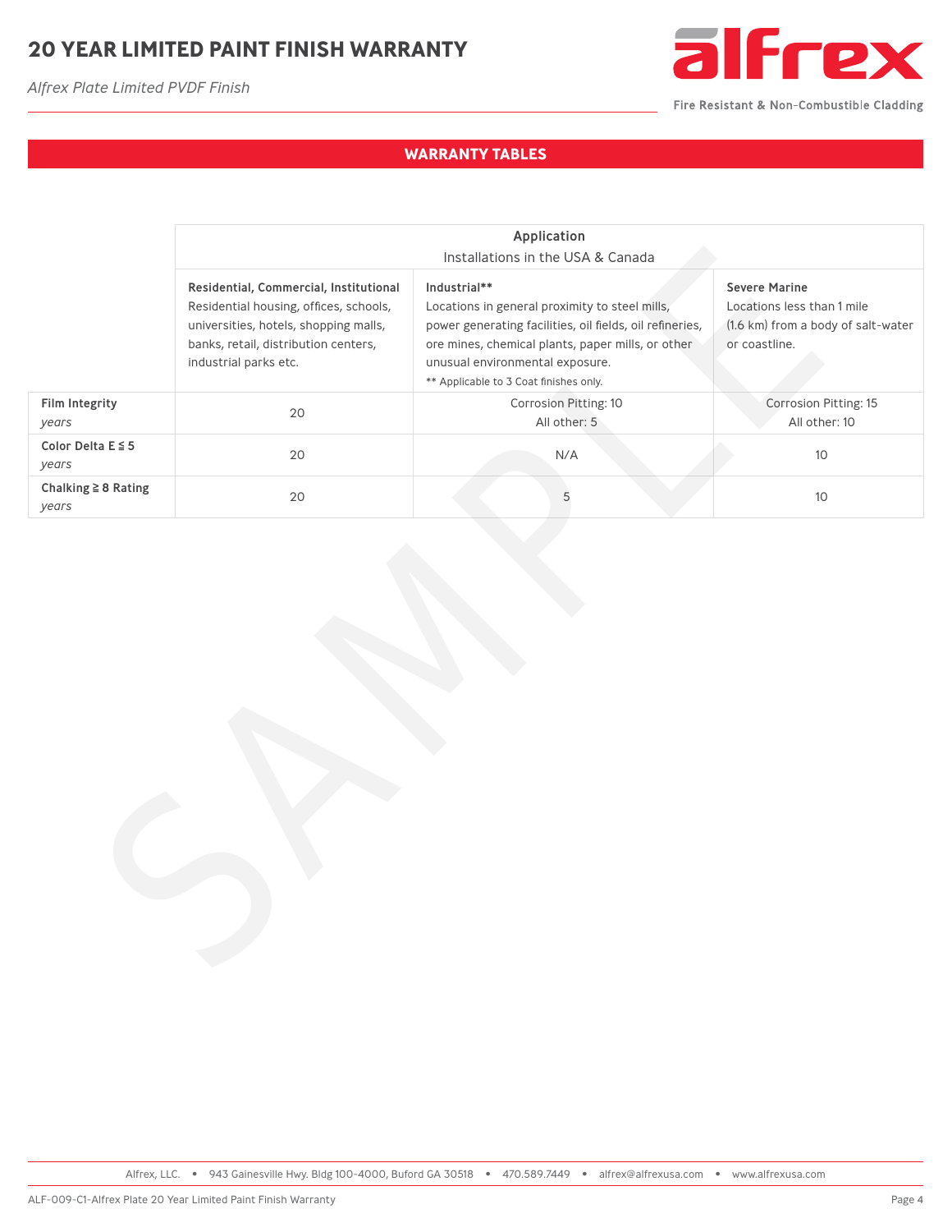# 20 YEAR LIMITED PAINT FINISH WARRANTY

*Alfrex Plate Limited PVDF Finish*

## WARRANTY TABLES

| | Application<br>Installations in the USA & Canada | | |
|---|---|---|---|
| | **Residential, Commercial, Institutional**<br>Residential housing, offices, schools, universities, hotels, shopping malls, banks, retail, distribution centers, industrial parks etc. | **Industrial****<br>Locations in general proximity to steel mills, power generating facilities, oil fields, oil refineries, ore mines, chemical plants, paper mills, or other unusual environmental exposure.<br>** Applicable to 3 Coat finishes only. | **Severe Marine**<br>Locations less than 1 mile (1.6 km) from a body of salt-water or coastline. |
| **Film Integrity**<br>*years* | 20 | Corrosion Pitting: 10<br>All other: 5 | Corrosion Pitting: 15<br>All other: 10 |
| **Color Delta E ≦ 5**<br>*years* | 20 | N/A | 10 |
| **Chalking ≧ 8 Rating**<br>*years* | 20 | 5 | 10 |

Alfrex, LLC. • 943 Gainesville Hwy. Bldg 100-4000, Buford GA 30518 • 470.589.7449 • alfrex@alfrexusa.com • www.alfrexusa.com